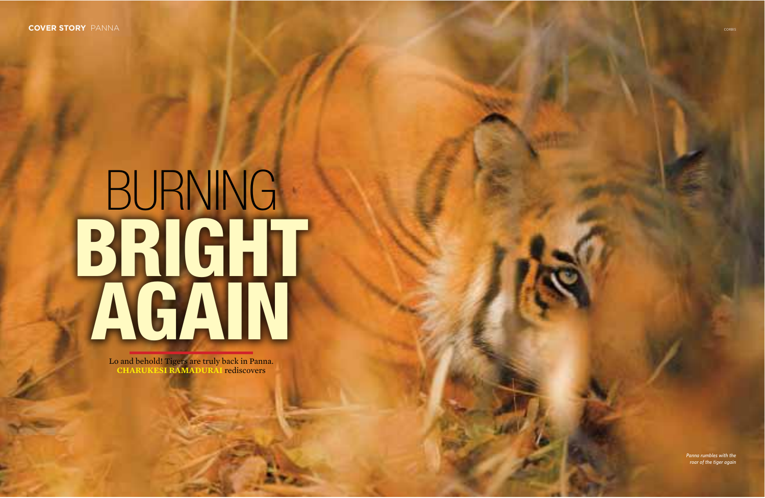COVER STORY PANNA

# BURNING BRIGHT AGAIN

Lo and behold! Tigers are truly back in Panna. **CHARUKESI RAMADURAI** rediscovers

CORBIS

*Panna rumbles with the roar of the tiger again*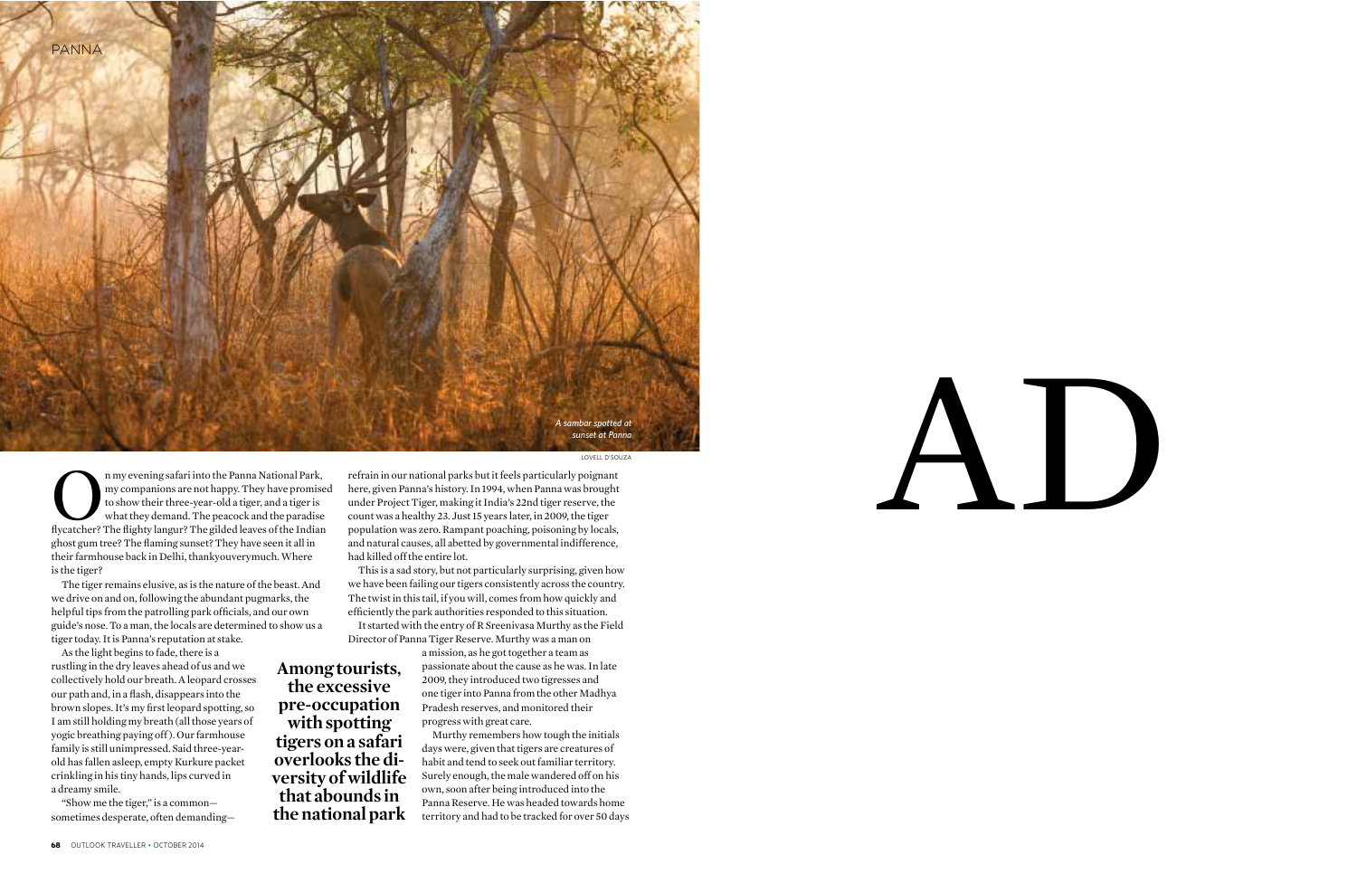*A sambar spotted at sunset at Panna*

LOVELL D'SOUZA

On my evening safari into the Panna National Park, my companions are not happy. They have promised to show their three-year-old a tiger, and a tiger is what they demand. The peacock and the paradise flycatcher? The flighty langur? The gilded leaves of the Indian ghost gum tree? The flaming sunset? They have seen it all in their farmhouse back in Delhi, thankyouverymuch. Where is the tiger?

The tiger remains elusive, as is the nature of the beast. And we drive on and on, following the abundant pugmarks, the helpful tips from the patrolling park officials, and our own guide's nose. To a man, the locals are determined to show us a tiger today. It is Panna's reputation at stake.

As the light begins to fade, there is a rustling in the dry leaves ahead of us and we collectively hold our breath. A leopard crosses our path and, in a flash, disappears into the brown slopes. It's my first leopard spotting, so I am still holding my breath (all those years of yogic breathing paying off). Our farmhouse family is still unimpressed. Said three-year-old has fallen asleep, empty Kurkure packet crinkling in his tiny hands, lips curved in a dreamy smile.

"Show me the tiger," is a common—sometimes desperate, often demanding—refrain in our national parks but it feels particularly poignant here, given Panna's history. In 1994, when Panna was brought under Project Tiger, making it India's 22nd tiger reserve, the count was a healthy 23. Just 15 years later, in 2009, the tiger population was zero. Rampant poaching, poisoning by locals, and natural causes, all abetted by governmental indifference, had killed off the entire lot.

This is a sad story, but not particularly surprising, given how we have been failing our tigers consistently across the country. The twist in this tail, if you will, comes from how quickly and efficiently the park authorities responded to this situation.

It started with the entry of R Sreenivasa Murthy as the Field Director of Panna Tiger Reserve. Murthy was a man on a mission, as he got together a team as passionate about the cause as he was. In late 2009, they introduced two tigresses and one tiger into Panna from the other Madhya Pradesh reserves, and monitored their progress with great care.

**Among tourists, the excessive pre-occupation with spotting tigers on a safari overlooks the diversity of wildlife that abounds in the national park**

Murthy remembers how tough the initials days were, given that tigers are creatures of habit and tend to seek out familiar territory. Surely enough, the male wandered off on his own, soon after being introduced into the Panna Reserve. He was headed towards home territory and had to be tracked for over 50 days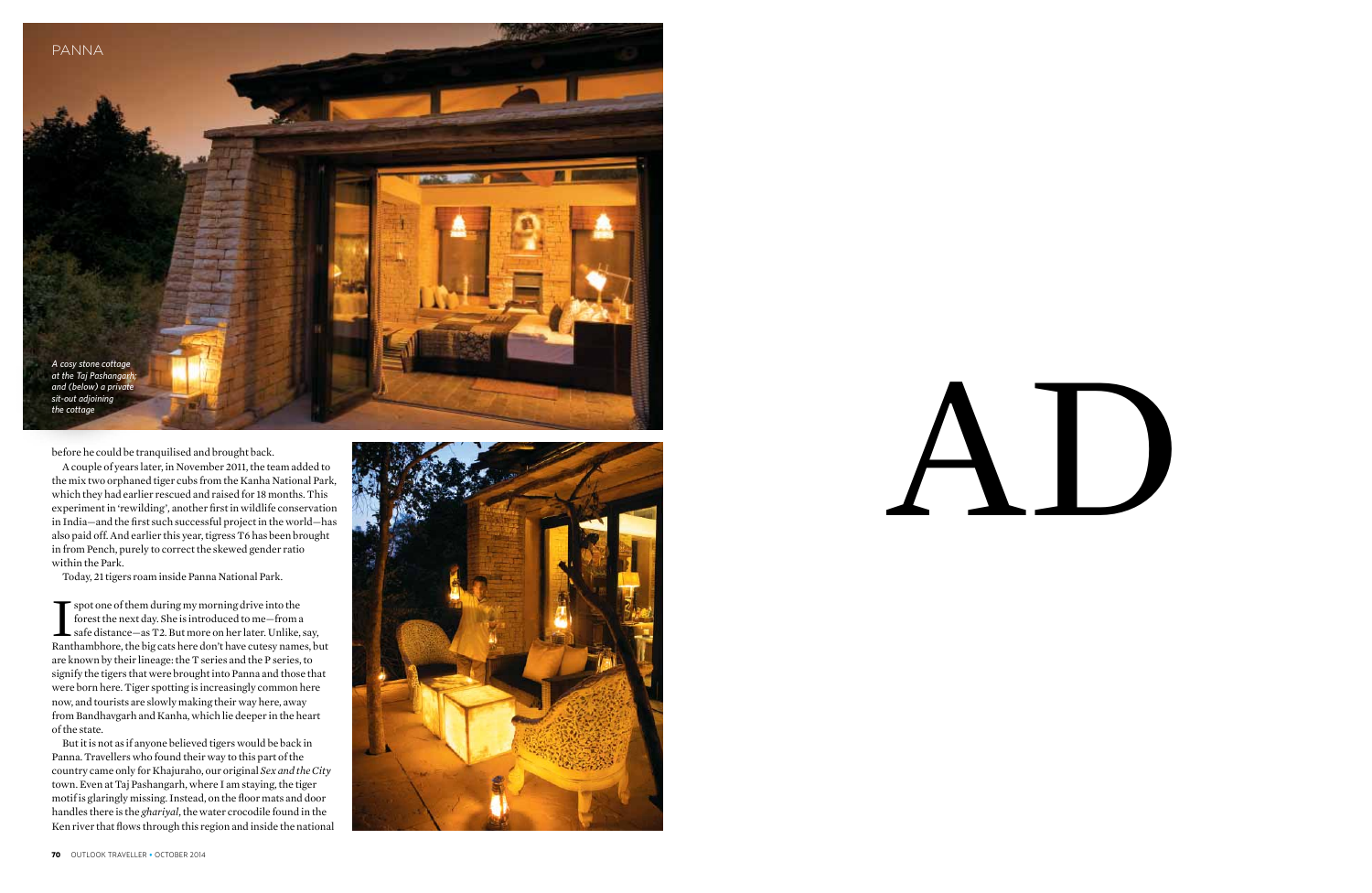A cosy stone cottage at the Taj Pashangarh; and (below) a private sit-out adjoining the cottage

before he could be tranquilised and brought back.

A couple of years later, in November 2011, the team added to the mix two orphaned tiger cubs from the Kanha National Park, which they had earlier rescued and raised for 18 months. This experiment in 'rewilding', another first in wildlife conservation in India—and the first such successful project in the world—has also paid off. And earlier this year, tigress T6 has been brought in from Pench, purely to correct the skewed gender ratio within the Park.

Today, 21 tigers roam inside Panna National Park.

I spot one of them during my morning drive into the forest the next day. She is introduced to me—from a safe distance—as T2. But more on her later. Unlike, say, Ranthambhore, the big cats here don't have cutesy names, but are known by their lineage: the T series and the P series, to signify the tigers that were brought into Panna and those that were born here. Tiger spotting is increasingly common here now, and tourists are slowly making their way here, away from Bandhavgarh and Kanha, which lie deeper in the heart of the state.

But it is not as if anyone believed tigers would be back in Panna. Travellers who found their way to this part of the country came only for Khajuraho, our original *Sex and the City* town. Even at Taj Pashangarh, where I am staying, the tiger motif is glaringly missing. Instead, on the floor mats and door handles there is the *ghariyal*, the water crocodile found in the Ken river that flows through this region and inside the national

AD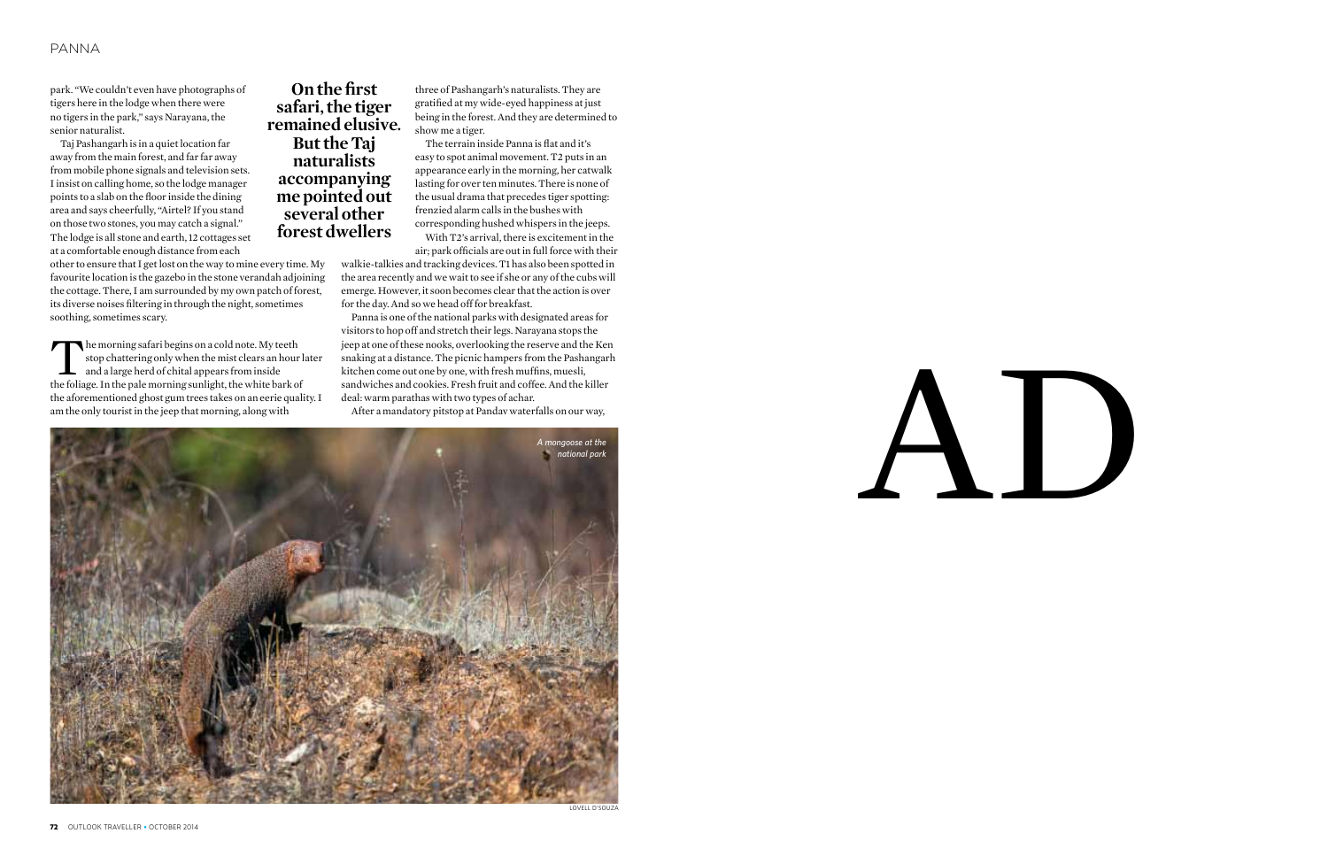park. "We couldn't even have photographs of tigers here in the lodge when there were no tigers in the park," says Narayana, the senior naturalist.

Taj Pashangarh is in a quiet location far away from the main forest, and far far away from mobile phone signals and television sets. I insist on calling home, so the lodge manager points to a slab on the floor inside the dining area and says cheerfully, "Airtel? If you stand on those two stones, you may catch a signal." The lodge is all stone and earth, 12 cottages set at a comfortable enough distance from each other to ensure that I get lost on the way to mine every time. My favourite location is the gazebo in the stone verandah adjoining the cottage. There, I am surrounded by my own patch of forest, its diverse noises filtering in through the night, sometimes soothing, sometimes scary.

**On the first safari, the tiger remained elusive. But the Taj naturalists accompanying me pointed out several other forest dwellers**

The morning safari begins on a cold note. My teeth stop chattering only when the mist clears an hour later and a large herd of chital appears from inside the foliage. In the pale morning sunlight, the white bark of the aforementioned ghost gum trees takes on an eerie quality. I am the only tourist in the jeep that morning, along with three of Pashangarh's naturalists. They are gratified at my wide-eyed happiness at just being in the forest. And they are determined to show me a tiger.

The terrain inside Panna is flat and it's easy to spot animal movement. T2 puts in an appearance early in the morning, her catwalk lasting for over ten minutes. There is none of the usual drama that precedes tiger spotting: frenzied alarm calls in the bushes with corresponding hushed whispers in the jeeps.

With T2's arrival, there is excitement in the air; park officials are out in full force with their walkie-talkies and tracking devices. T1 has also been spotted in the area recently and we wait to see if she or any of the cubs will emerge. However, it soon becomes clear that the action is over for the day. And so we head off for breakfast.

Panna is one of the national parks with designated areas for visitors to hop off and stretch their legs. Narayana stops the jeep at one of these nooks, overlooking the reserve and the Ken snaking at a distance. The picnic hampers from the Pashangarh kitchen come out one by one, with fresh muffins, muesli, sandwiches and cookies. Fresh fruit and coffee. And the killer deal: warm parathas with two types of achar.

After a mandatory pitstop at Pandav waterfalls on our way,

*A mongoose at the national park*

LOVELL D'SOUZA

AD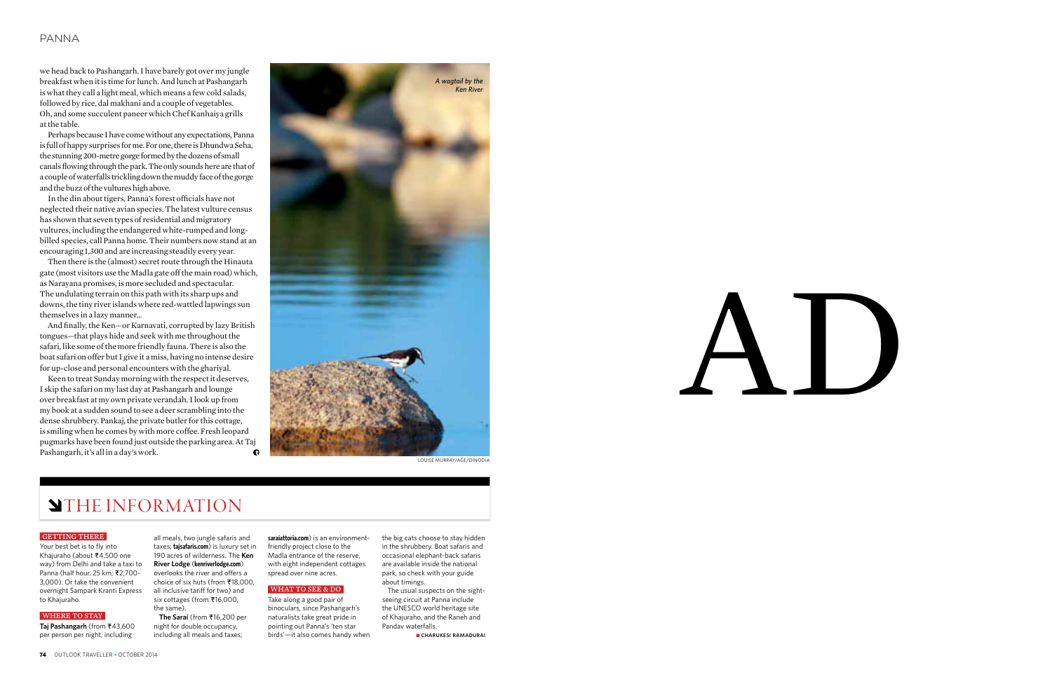we head back to Pashangarh. I have barely got over my jungle breakfast when it is time for lunch. And lunch at Pashangarh is what they call a light meal, which means a few cold salads, followed by rice, dal makhani and a couple of vegetables. Oh, and some succulent paneer which Chef Kanhaiya grills at the table.

Perhaps because I have come without any expectations, Panna is full of happy surprises for me. For one, there is Dhundwa Seha, the stunning 200-metre gorge formed by the dozens of small canals flowing through the park. The only sounds here are that of a couple of waterfalls trickling down the muddy face of the gorge and the buzz of the vultures high above.

In the din about tigers, Panna's forest officials have not neglected their native avian species. The latest vulture census has shown that seven types of residential and migratory vultures, including the endangered white-rumped and long-billed species, call Panna home. Their numbers now stand at an encouraging 1,300 and are increasing steadily every year.

Then there is the (almost) secret route through the Hinauta gate (most visitors use the Madla gate off the main road) which, as Narayana promises, is more secluded and spectacular. The undulating terrain on this path with its sharp ups and downs, the tiny river islands where red-wattled lapwings sun themselves in a lazy manner...

And finally, the Ken—or Karnavati, corrupted by lazy British tongues—that plays hide and seek with me throughout the safari, like some of the more friendly fauna. There is also the boat safari on offer but I give it a miss, having no intense desire for up-close and personal encounters with the ghariyal.

Keen to treat Sunday morning with the respect it deserves, I skip the safari on my last day at Pashangarh and lounge over breakfast at my own private verandah. I look up from my book at a sudden sound to see a deer scrambling into the dense shrubbery. Pankaj, the private butler for this cottage, is smiling when he comes by with more coffee. Fresh leopard pugmarks have been found just outside the parking area. At Taj Pashangarh, it's all in a day's work.

*A wagtail by the Ken River*

LOUISE MURRAY/AGE/DINODIA

## THE INFORMATION

### GETTING THERE

Your best bet is to fly into Khajuraho (about ₹4,500 one way) from Delhi and take a taxi to Panna (half hour, 25 km; ₹2,700-3,000). Or take the convenient overnight Sampark Kranti Express to Khajuraho.

### WHERE TO STAY

**Taj Pashangarh** (from ₹43,600 per person per night, including all meals, two jungle safaris and taxes; **tajsafaris.com**) is luxury set in 190 acres of wilderness. The **Ken River Lodge** (**kenriverlodge.com**) overlooks the river and offers a choice of six huts (from ₹18,000, all inclusive tariff for two) and six cottages (from ₹16,000, the same).

**The Sarai** (from ₹16,200 per night for double occupancy, including all meals and taxes; **saraiattoria.com**) is an environment-friendly project close to the Madla entrance of the reserve, with eight independent cottages spread over nine acres.

### WHAT TO SEE & DO

Take along a good pair of binoculars, since Pashangarh's naturalists take great pride in pointing out Panna's 'ten star birds'—it also comes handy when the big cats choose to stay hidden in the shrubbery. Boat safaris and occasional elephant-back safaris are available inside the national park, so check with your guide about timings.

The usual suspects on the sight-seeing circuit at Panna include the UNESCO world heritage site of Khajuraho, and the Raneh and Pandav waterfalls.

■ **CHARUKESI RAMADURAI**

AD